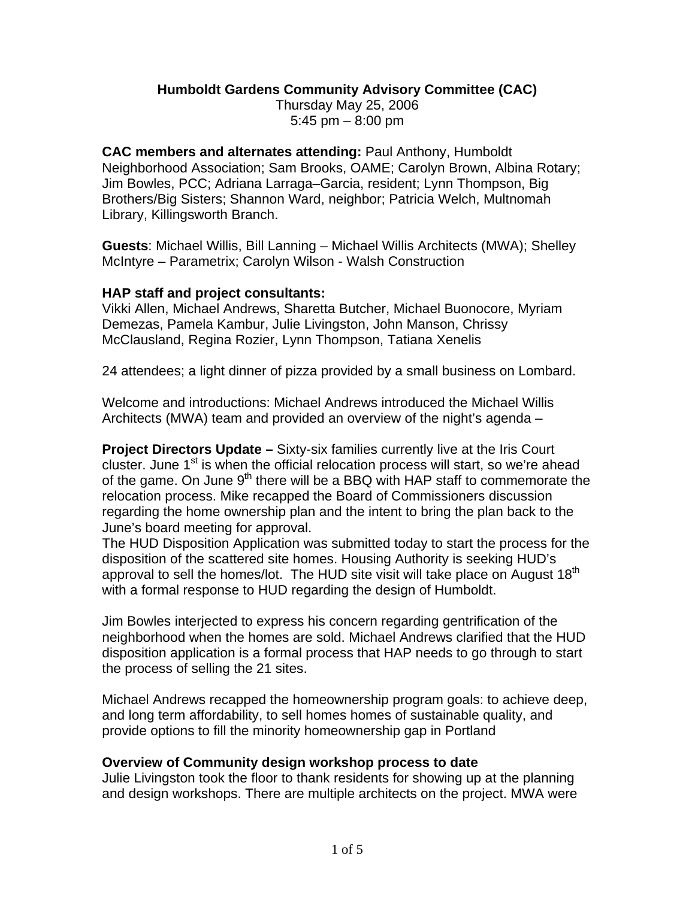**Humboldt Gardens Community Advisory Committee (CAC)**
Thursday May 25, 2006
5:45 pm – 8:00 pm

**CAC members and alternates attending:** Paul Anthony, Humboldt Neighborhood Association; Sam Brooks, OAME; Carolyn Brown, Albina Rotary; Jim Bowles, PCC; Adriana Larraga–Garcia, resident; Lynn Thompson, Big Brothers/Big Sisters; Shannon Ward, neighbor; Patricia Welch, Multnomah Library, Killingsworth Branch.

**Guests**: Michael Willis, Bill Lanning – Michael Willis Architects (MWA); Shelley McIntyre – Parametrix; Carolyn Wilson - Walsh Construction

**HAP staff and project consultants:**
Vikki Allen, Michael Andrews, Sharetta Butcher, Michael Buonocore, Myriam Demezas, Pamela Kambur, Julie Livingston, John Manson, Chrissy McClausland, Regina Rozier, Lynn Thompson, Tatiana Xenelis

24 attendees; a light dinner of pizza provided by a small business on Lombard.

Welcome and introductions: Michael Andrews introduced the Michael Willis Architects (MWA) team and provided an overview of the night's agenda –

**Project Directors Update –** Sixty-six families currently live at the Iris Court cluster. June 1st is when the official relocation process will start, so we're ahead of the game. On June 9th there will be a BBQ with HAP staff to commemorate the relocation process. Mike recapped the Board of Commissioners discussion regarding the home ownership plan and the intent to bring the plan back to the June's board meeting for approval.
The HUD Disposition Application was submitted today to start the process for the disposition of the scattered site homes. Housing Authority is seeking HUD's approval to sell the homes/lot. The HUD site visit will take place on August 18th with a formal response to HUD regarding the design of Humboldt.

Jim Bowles interjected to express his concern regarding gentrification of the neighborhood when the homes are sold. Michael Andrews clarified that the HUD disposition application is a formal process that HAP needs to go through to start the process of selling the 21 sites.

Michael Andrews recapped the homeownership program goals: to achieve deep, and long term affordability, to sell homes homes of sustainable quality, and provide options to fill the minority homeownership gap in Portland

**Overview of Community design workshop process to date**
Julie Livingston took the floor to thank residents for showing up at the planning and design workshops. There are multiple architects on the project. MWA were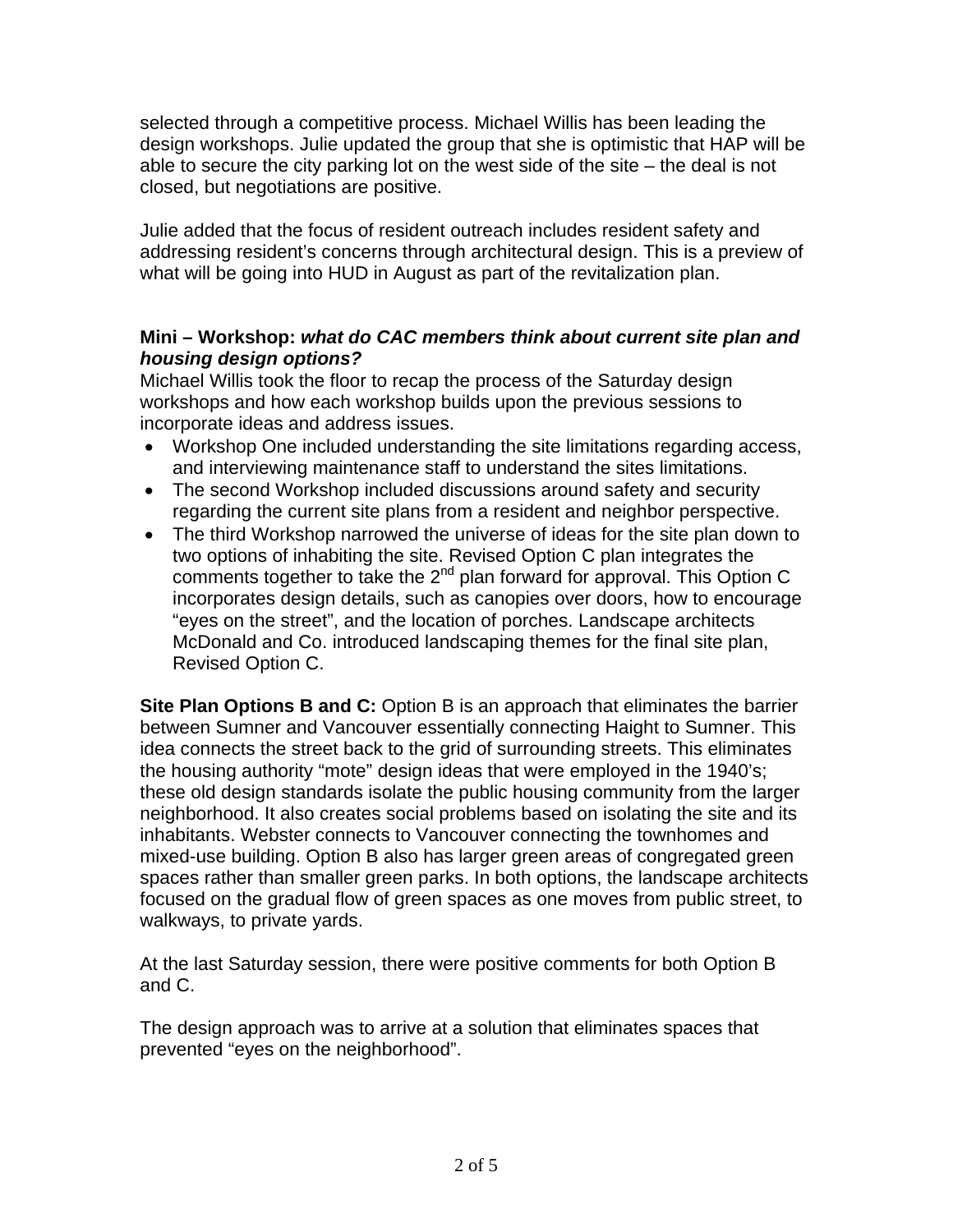selected through a competitive process. Michael Willis has been leading the design workshops. Julie updated the group that she is optimistic that HAP will be able to secure the city parking lot on the west side of the site – the deal is not closed, but negotiations are positive.

Julie added that the focus of resident outreach includes resident safety and addressing resident's concerns through architectural design. This is a preview of what will be going into HUD in August as part of the revitalization plan.

**Mini – Workshop:** ***what do CAC members think about current site plan and housing design options?***

Michael Willis took the floor to recap the process of the Saturday design workshops and how each workshop builds upon the previous sessions to incorporate ideas and address issues.

- Workshop One included understanding the site limitations regarding access, and interviewing maintenance staff to understand the sites limitations.
- The second Workshop included discussions around safety and security regarding the current site plans from a resident and neighbor perspective.
- The third Workshop narrowed the universe of ideas for the site plan down to two options of inhabiting the site. Revised Option C plan integrates the comments together to take the 2nd plan forward for approval. This Option C incorporates design details, such as canopies over doors, how to encourage "eyes on the street", and the location of porches. Landscape architects McDonald and Co. introduced landscaping themes for the final site plan, Revised Option C.

**Site Plan Options B and C:** Option B is an approach that eliminates the barrier between Sumner and Vancouver essentially connecting Haight to Sumner. This idea connects the street back to the grid of surrounding streets. This eliminates the housing authority "mote" design ideas that were employed in the 1940's; these old design standards isolate the public housing community from the larger neighborhood. It also creates social problems based on isolating the site and its inhabitants. Webster connects to Vancouver connecting the townhomes and mixed-use building. Option B also has larger green areas of congregated green spaces rather than smaller green parks. In both options, the landscape architects focused on the gradual flow of green spaces as one moves from public street, to walkways, to private yards.

At the last Saturday session, there were positive comments for both Option B and C.

The design approach was to arrive at a solution that eliminates spaces that prevented "eyes on the neighborhood".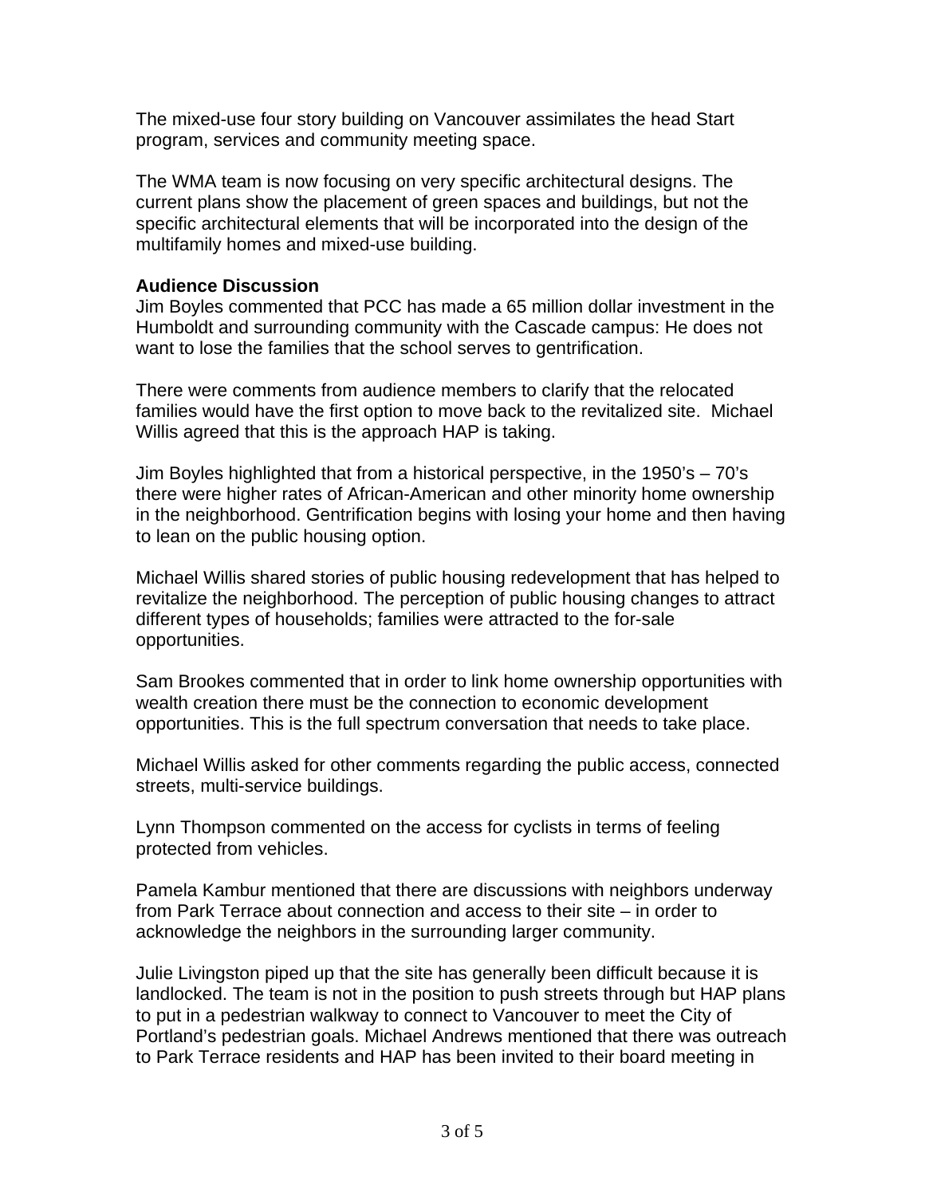The mixed-use four story building on Vancouver assimilates the head Start program, services and community meeting space.

The WMA team is now focusing on very specific architectural designs. The current plans show the placement of green spaces and buildings, but not the specific architectural elements that will be incorporated into the design of the multifamily homes and mixed-use building.

**Audience Discussion**

Jim Boyles commented that PCC has made a 65 million dollar investment in the Humboldt and surrounding community with the Cascade campus: He does not want to lose the families that the school serves to gentrification.

There were comments from audience members to clarify that the relocated families would have the first option to move back to the revitalized site. Michael Willis agreed that this is the approach HAP is taking.

Jim Boyles highlighted that from a historical perspective, in the 1950's – 70's there were higher rates of African-American and other minority home ownership in the neighborhood. Gentrification begins with losing your home and then having to lean on the public housing option.

Michael Willis shared stories of public housing redevelopment that has helped to revitalize the neighborhood. The perception of public housing changes to attract different types of households; families were attracted to the for-sale opportunities.

Sam Brookes commented that in order to link home ownership opportunities with wealth creation there must be the connection to economic development opportunities. This is the full spectrum conversation that needs to take place.

Michael Willis asked for other comments regarding the public access, connected streets, multi-service buildings.

Lynn Thompson commented on the access for cyclists in terms of feeling protected from vehicles.

Pamela Kambur mentioned that there are discussions with neighbors underway from Park Terrace about connection and access to their site – in order to acknowledge the neighbors in the surrounding larger community.

Julie Livingston piped up that the site has generally been difficult because it is landlocked. The team is not in the position to push streets through but HAP plans to put in a pedestrian walkway to connect to Vancouver to meet the City of Portland's pedestrian goals. Michael Andrews mentioned that there was outreach to Park Terrace residents and HAP has been invited to their board meeting in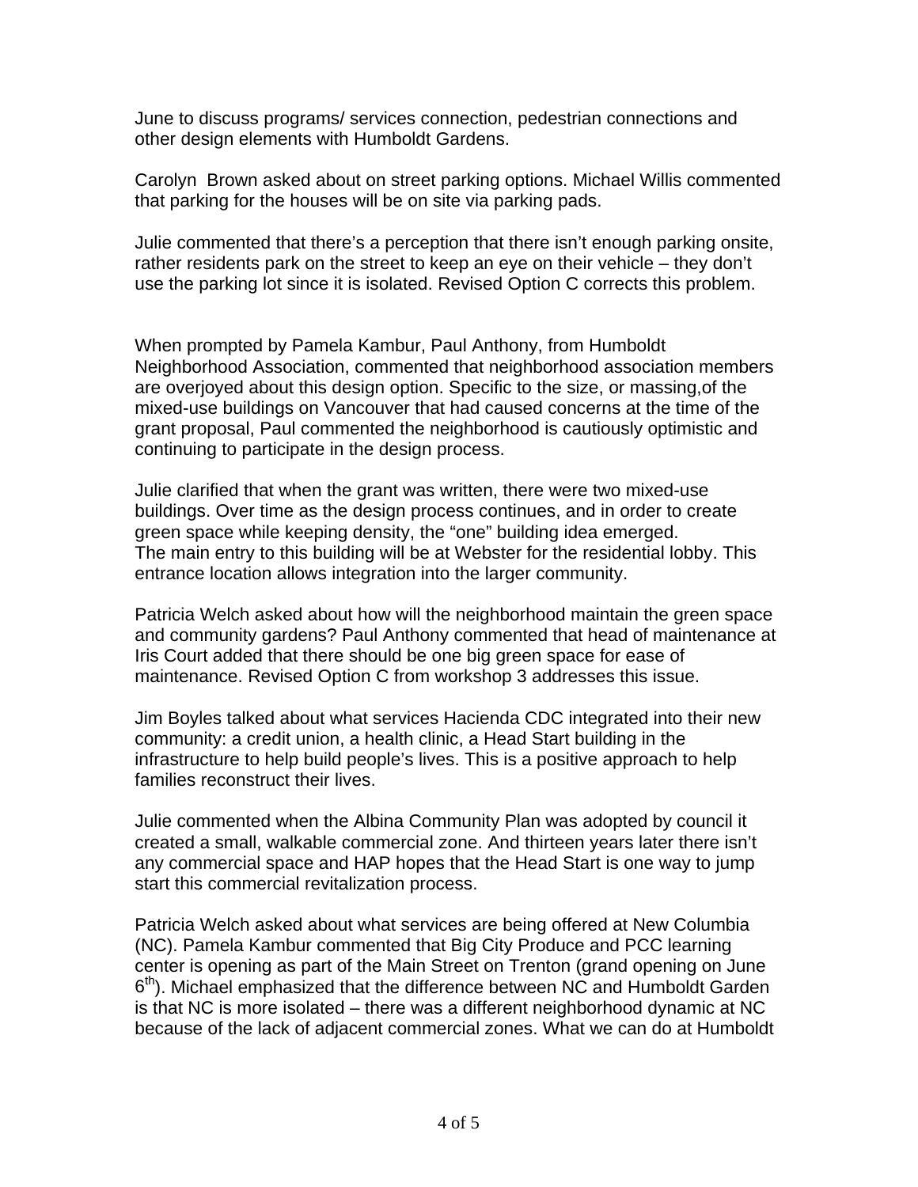June to discuss programs/ services connection, pedestrian connections and other design elements with Humboldt Gardens.

Carolyn  Brown asked about on street parking options. Michael Willis commented that parking for the houses will be on site via parking pads.

Julie commented that there's a perception that there isn't enough parking onsite, rather residents park on the street to keep an eye on their vehicle – they don't use the parking lot since it is isolated. Revised Option C corrects this problem.

When prompted by Pamela Kambur, Paul Anthony, from Humboldt Neighborhood Association, commented that neighborhood association members are overjoyed about this design option. Specific to the size, or massing,of the mixed-use buildings on Vancouver that had caused concerns at the time of the grant proposal, Paul commented the neighborhood is cautiously optimistic and continuing to participate in the design process.

Julie clarified that when the grant was written, there were two mixed-use buildings. Over time as the design process continues, and in order to create green space while keeping density, the "one" building idea emerged.
The main entry to this building will be at Webster for the residential lobby. This entrance location allows integration into the larger community.

Patricia Welch asked about how will the neighborhood maintain the green space and community gardens? Paul Anthony commented that head of maintenance at Iris Court added that there should be one big green space for ease of maintenance. Revised Option C from workshop 3 addresses this issue.

Jim Boyles talked about what services Hacienda CDC integrated into their new community: a credit union, a health clinic, a Head Start building in the infrastructure to help build people's lives. This is a positive approach to help families reconstruct their lives.

Julie commented when the Albina Community Plan was adopted by council it created a small, walkable commercial zone. And thirteen years later there isn't any commercial space and HAP hopes that the Head Start is one way to jump start this commercial revitalization process.

Patricia Welch asked about what services are being offered at New Columbia (NC). Pamela Kambur commented that Big City Produce and PCC learning center is opening as part of the Main Street on Trenton (grand opening on June 6th). Michael emphasized that the difference between NC and Humboldt Garden is that NC is more isolated – there was a different neighborhood dynamic at NC because of the lack of adjacent commercial zones. What we can do at Humboldt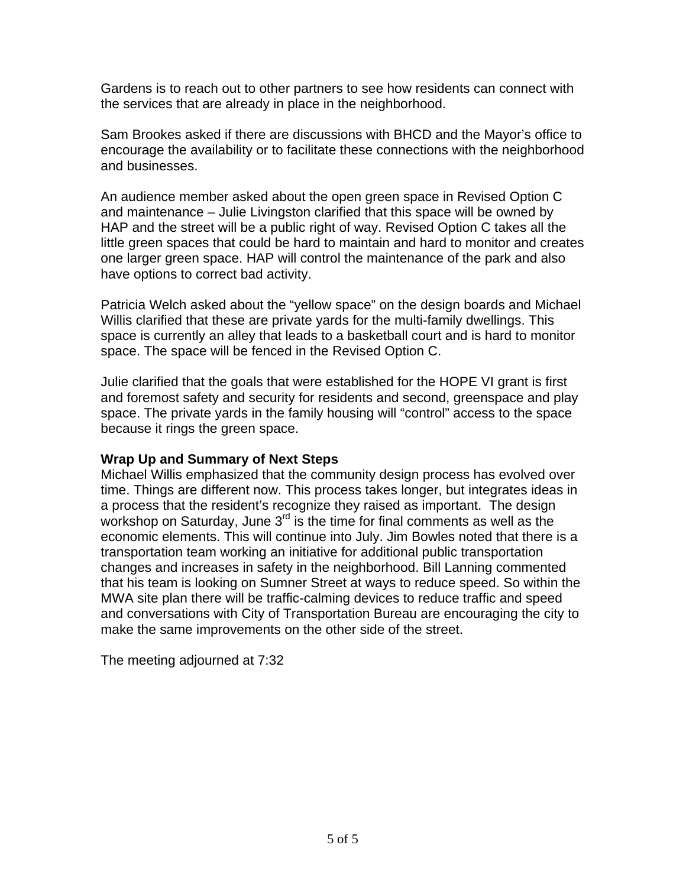Gardens is to reach out to other partners to see how residents can connect with the services that are already in place in the neighborhood.

Sam Brookes asked if there are discussions with BHCD and the Mayor's office to encourage the availability or to facilitate these connections with the neighborhood and businesses.

An audience member asked about the open green space in Revised Option C and maintenance – Julie Livingston clarified that this space will be owned by HAP and the street will be a public right of way. Revised Option C takes all the little green spaces that could be hard to maintain and hard to monitor and creates one larger green space. HAP will control the maintenance of the park and also have options to correct bad activity.

Patricia Welch asked about the "yellow space" on the design boards and Michael Willis clarified that these are private yards for the multi-family dwellings. This space is currently an alley that leads to a basketball court and is hard to monitor space. The space will be fenced in the Revised Option C.

Julie clarified that the goals that were established for the HOPE VI grant is first and foremost safety and security for residents and second, greenspace and play space. The private yards in the family housing will "control" access to the space because it rings the green space.

**Wrap Up and Summary of Next Steps**

Michael Willis emphasized that the community design process has evolved over time. Things are different now. This process takes longer, but integrates ideas in a process that the resident's recognize they raised as important. The design workshop on Saturday, June 3rd is the time for final comments as well as the economic elements. This will continue into July. Jim Bowles noted that there is a transportation team working an initiative for additional public transportation changes and increases in safety in the neighborhood. Bill Lanning commented that his team is looking on Sumner Street at ways to reduce speed. So within the MWA site plan there will be traffic-calming devices to reduce traffic and speed and conversations with City of Transportation Bureau are encouraging the city to make the same improvements on the other side of the street.

The meeting adjourned at 7:32